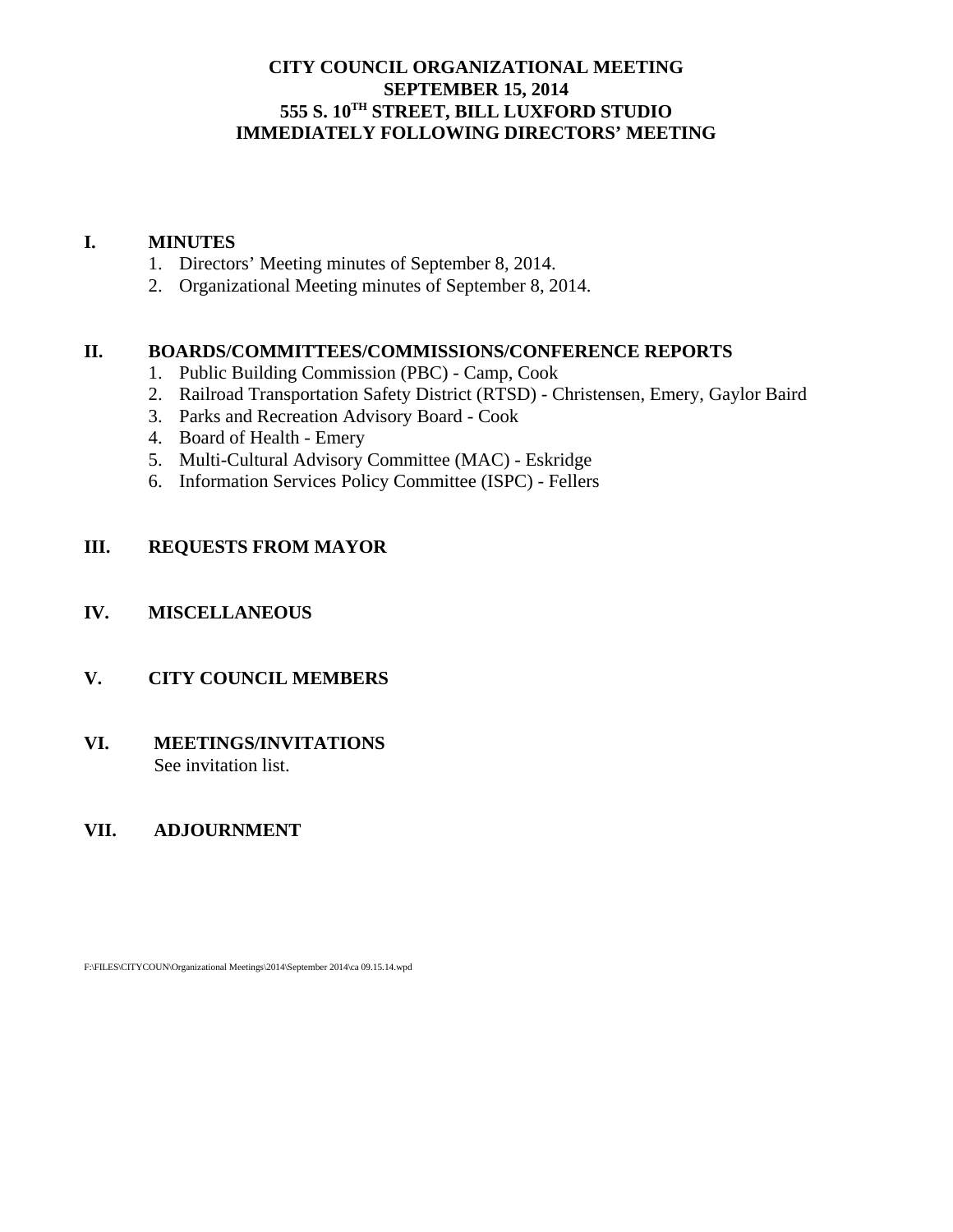# CITY COUNCIL ORGANIZATIONAL MEETING
## SEPTEMBER 15, 2014
## 555 S. 10TH STREET, BILL LUXFORD STUDIO
## IMMEDIATELY FOLLOWING DIRECTORS' MEETING

**I. MINUTES**

1. Directors' Meeting minutes of September 8, 2014.
2. Organizational Meeting minutes of September 8, 2014.

**II. BOARDS/COMMITTEES/COMMISSIONS/CONFERENCE REPORTS**

1. Public Building Commission (PBC) - Camp, Cook
2. Railroad Transportation Safety District (RTSD) - Christensen, Emery, Gaylor Baird
3. Parks and Recreation Advisory Board - Cook
4. Board of Health - Emery
5. Multi-Cultural Advisory Committee (MAC) - Eskridge
6. Information Services Policy Committee (ISPC) - Fellers

**III. REQUESTS FROM MAYOR**

**IV. MISCELLANEOUS**

**V. CITY COUNCIL MEMBERS**

**VI. MEETINGS/INVITATIONS**

See invitation list.

**VII. ADJOURNMENT**

F:\FILES\CITYCOUN\Organizational Meetings\2014\September 2014\ca 09.15.14.wpd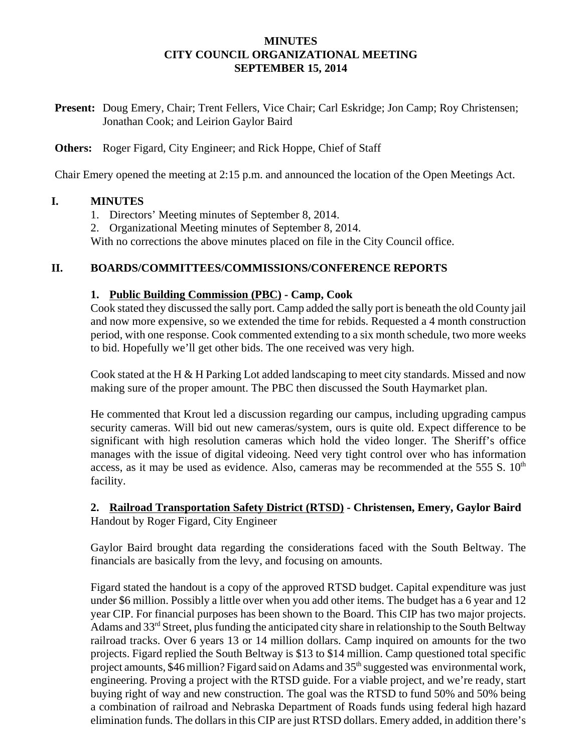**MINUTES**
**CITY COUNCIL ORGANIZATIONAL MEETING**
**SEPTEMBER 15, 2014**

**Present:** Doug Emery, Chair; Trent Fellers, Vice Chair; Carl Eskridge; Jon Camp; Roy Christensen; Jonathan Cook; and Leirion Gaylor Baird

**Others:** Roger Figard, City Engineer; and Rick Hoppe, Chief of Staff

Chair Emery opened the meeting at 2:15 p.m. and announced the location of the Open Meetings Act.

## I. MINUTES

1. Directors' Meeting minutes of September 8, 2014.
2. Organizational Meeting minutes of September 8, 2014.

With no corrections the above minutes placed on file in the City Council office.

## II. BOARDS/COMMITTEES/COMMISSIONS/CONFERENCE REPORTS

### 1. Public Building Commission (PBC) - Camp, Cook

Cook stated they discussed the sally port. Camp added the sally port is beneath the old County jail and now more expensive, so we extended the time for rebids. Requested a 4 month construction period, with one response. Cook commented extending to a six month schedule, two more weeks to bid. Hopefully we'll get other bids. The one received was very high.

Cook stated at the H & H Parking Lot added landscaping to meet city standards. Missed and now making sure of the proper amount. The PBC then discussed the South Haymarket plan.

He commented that Krout led a discussion regarding our campus, including upgrading campus security cameras. Will bid out new cameras/system, ours is quite old. Expect difference to be significant with high resolution cameras which hold the video longer. The Sheriff's office manages with the issue of digital videoing. Need very tight control over who has information access, as it may be used as evidence. Also, cameras may be recommended at the 555 S. 10th facility.

### 2. Railroad Transportation Safety District (RTSD) - Christensen, Emery, Gaylor Baird

Handout by Roger Figard, City Engineer

Gaylor Baird brought data regarding the considerations faced with the South Beltway. The financials are basically from the levy, and focusing on amounts.

Figard stated the handout is a copy of the approved RTSD budget. Capital expenditure was just under $6 million. Possibly a little over when you add other items. The budget has a 6 year and 12 year CIP. For financial purposes has been shown to the Board. This CIP has two major projects. Adams and 33rd Street, plus funding the anticipated city share in relationship to the South Beltway railroad tracks. Over 6 years 13 or 14 million dollars. Camp inquired on amounts for the two projects. Figard replied the South Beltway is $13 to $14 million. Camp questioned total specific project amounts, $46 million? Figard said on Adams and 35th suggested was environmental work, engineering. Proving a project with the RTSD guide. For a viable project, and we're ready, start buying right of way and new construction. The goal was the RTSD to fund 50% and 50% being a combination of railroad and Nebraska Department of Roads funds using federal high hazard elimination funds. The dollars in this CIP are just RTSD dollars. Emery added, in addition there's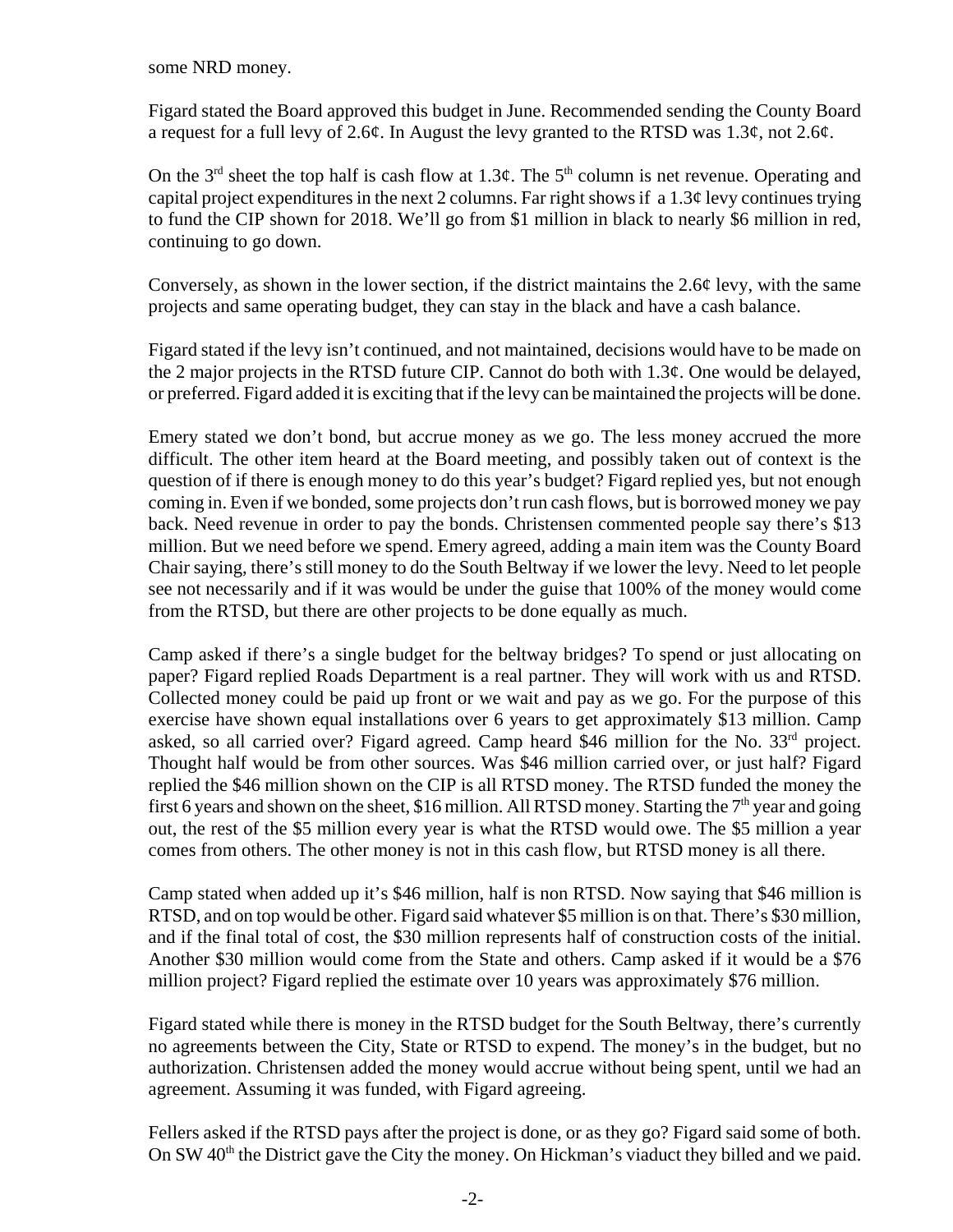some NRD money.

Figard stated the Board approved this budget in June. Recommended sending the County Board a request for a full levy of 2.6¢. In August the levy granted to the RTSD was 1.3¢, not 2.6¢.

On the 3rd sheet the top half is cash flow at 1.3¢. The 5th column is net revenue. Operating and capital project expenditures in the next 2 columns. Far right shows if a 1.3¢ levy continues trying to fund the CIP shown for 2018. We'll go from $1 million in black to nearly $6 million in red, continuing to go down.

Conversely, as shown in the lower section, if the district maintains the 2.6¢ levy, with the same projects and same operating budget, they can stay in the black and have a cash balance.

Figard stated if the levy isn't continued, and not maintained, decisions would have to be made on the 2 major projects in the RTSD future CIP. Cannot do both with 1.3¢. One would be delayed, or preferred. Figard added it is exciting that if the levy can be maintained the projects will be done.

Emery stated we don't bond, but accrue money as we go. The less money accrued the more difficult. The other item heard at the Board meeting, and possibly taken out of context is the question of if there is enough money to do this year's budget? Figard replied yes, but not enough coming in. Even if we bonded, some projects don't run cash flows, but is borrowed money we pay back. Need revenue in order to pay the bonds. Christensen commented people say there's $13 million. But we need before we spend. Emery agreed, adding a main item was the County Board Chair saying, there's still money to do the South Beltway if we lower the levy. Need to let people see not necessarily and if it was would be under the guise that 100% of the money would come from the RTSD, but there are other projects to be done equally as much.

Camp asked if there's a single budget for the beltway bridges? To spend or just allocating on paper? Figard replied Roads Department is a real partner. They will work with us and RTSD. Collected money could be paid up front or we wait and pay as we go. For the purpose of this exercise have shown equal installations over 6 years to get approximately $13 million. Camp asked, so all carried over? Figard agreed. Camp heard $46 million for the No. 33rd project. Thought half would be from other sources. Was $46 million carried over, or just half? Figard replied the $46 million shown on the CIP is all RTSD money. The RTSD funded the money the first 6 years and shown on the sheet, $16 million. All RTSD money. Starting the 7th year and going out, the rest of the $5 million every year is what the RTSD would owe. The $5 million a year comes from others. The other money is not in this cash flow, but RTSD money is all there.

Camp stated when added up it's $46 million, half is non RTSD. Now saying that $46 million is RTSD, and on top would be other. Figard said whatever $5 million is on that. There's $30 million, and if the final total of cost, the $30 million represents half of construction costs of the initial. Another $30 million would come from the State and others. Camp asked if it would be a $76 million project? Figard replied the estimate over 10 years was approximately $76 million.

Figard stated while there is money in the RTSD budget for the South Beltway, there's currently no agreements between the City, State or RTSD to expend. The money's in the budget, but no authorization. Christensen added the money would accrue without being spent, until we had an agreement. Assuming it was funded, with Figard agreeing.

Fellers asked if the RTSD pays after the project is done, or as they go? Figard said some of both. On SW 40th the District gave the City the money. On Hickman's viaduct they billed and we paid.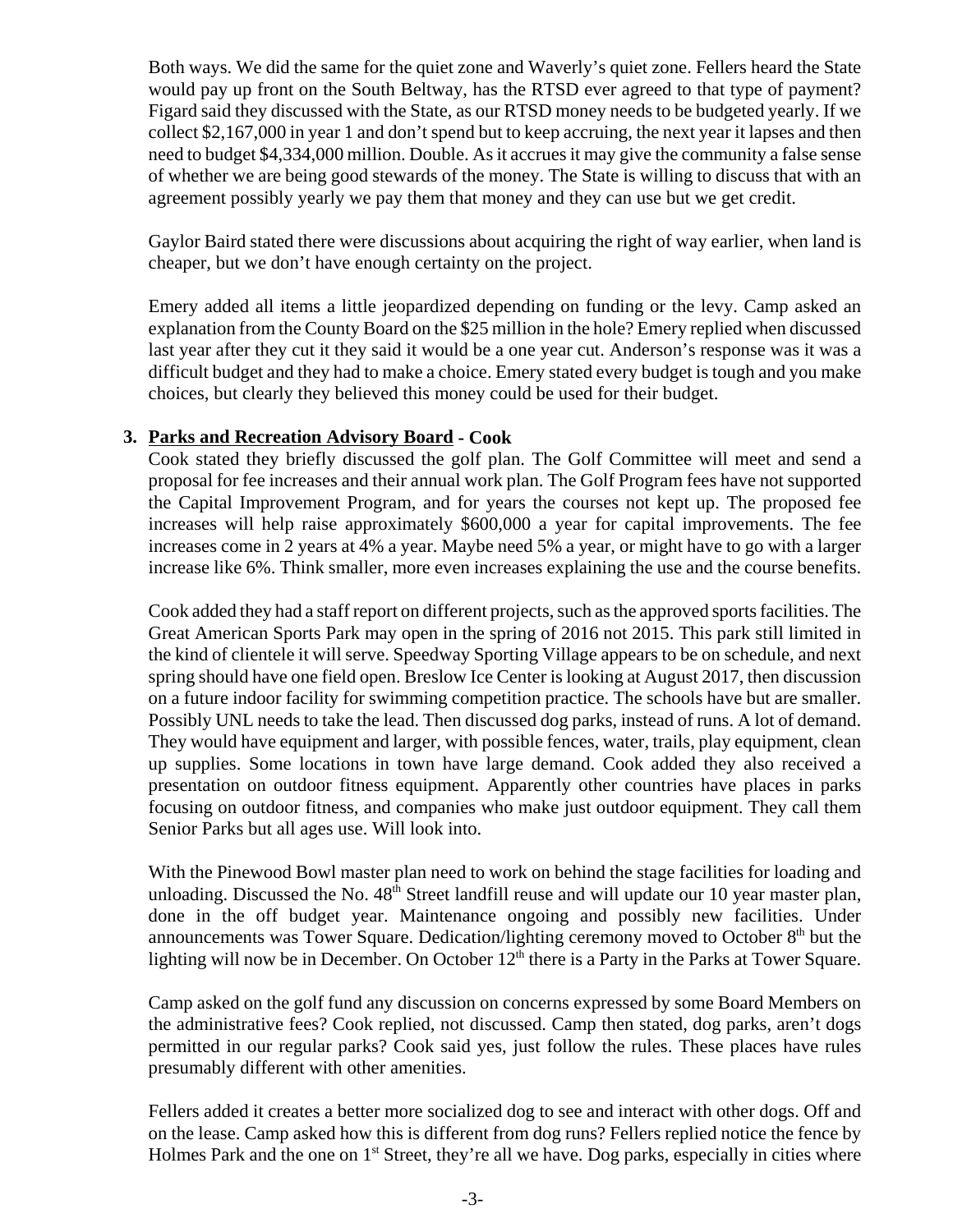Both ways. We did the same for the quiet zone and Waverly's quiet zone. Fellers heard the State would pay up front on the South Beltway, has the RTSD ever agreed to that type of payment? Figard said they discussed with the State, as our RTSD money needs to be budgeted yearly. If we collect $2,167,000 in year 1 and don't spend but to keep accruing, the next year it lapses and then need to budget $4,334,000 million. Double. As it accrues it may give the community a false sense of whether we are being good stewards of the money. The State is willing to discuss that with an agreement possibly yearly we pay them that money and they can use but we get credit.

Gaylor Baird stated there were discussions about acquiring the right of way earlier, when land is cheaper, but we don't have enough certainty on the project.

Emery added all items a little jeopardized depending on funding or the levy. Camp asked an explanation from the County Board on the $25 million in the hole? Emery replied when discussed last year after they cut it they said it would be a one year cut. Anderson's response was it was a difficult budget and they had to make a choice. Emery stated every budget is tough and you make choices, but clearly they believed this money could be used for their budget.

**3. Parks and Recreation Advisory Board - Cook**

Cook stated they briefly discussed the golf plan. The Golf Committee will meet and send a proposal for fee increases and their annual work plan. The Golf Program fees have not supported the Capital Improvement Program, and for years the courses not kept up. The proposed fee increases will help raise approximately $600,000 a year for capital improvements. The fee increases come in 2 years at 4% a year. Maybe need 5% a year, or might have to go with a larger increase like 6%. Think smaller, more even increases explaining the use and the course benefits.

Cook added they had a staff report on different projects, such as the approved sports facilities. The Great American Sports Park may open in the spring of 2016 not 2015. This park still limited in the kind of clientele it will serve. Speedway Sporting Village appears to be on schedule, and next spring should have one field open. Breslow Ice Center is looking at August 2017, then discussion on a future indoor facility for swimming competition practice. The schools have but are smaller. Possibly UNL needs to take the lead. Then discussed dog parks, instead of runs. A lot of demand. They would have equipment and larger, with possible fences, water, trails, play equipment, clean up supplies. Some locations in town have large demand. Cook added they also received a presentation on outdoor fitness equipment. Apparently other countries have places in parks focusing on outdoor fitness, and companies who make just outdoor equipment. They call them Senior Parks but all ages use. Will look into.

With the Pinewood Bowl master plan need to work on behind the stage facilities for loading and unloading. Discussed the No. 48th Street landfill reuse and will update our 10 year master plan, done in the off budget year. Maintenance ongoing and possibly new facilities. Under announcements was Tower Square. Dedication/lighting ceremony moved to October 8th but the lighting will now be in December. On October 12th there is a Party in the Parks at Tower Square.

Camp asked on the golf fund any discussion on concerns expressed by some Board Members on the administrative fees? Cook replied, not discussed. Camp then stated, dog parks, aren't dogs permitted in our regular parks? Cook said yes, just follow the rules. These places have rules presumably different with other amenities.

Fellers added it creates a better more socialized dog to see and interact with other dogs. Off and on the lease. Camp asked how this is different from dog runs? Fellers replied notice the fence by Holmes Park and the one on 1st Street, they're all we have. Dog parks, especially in cities where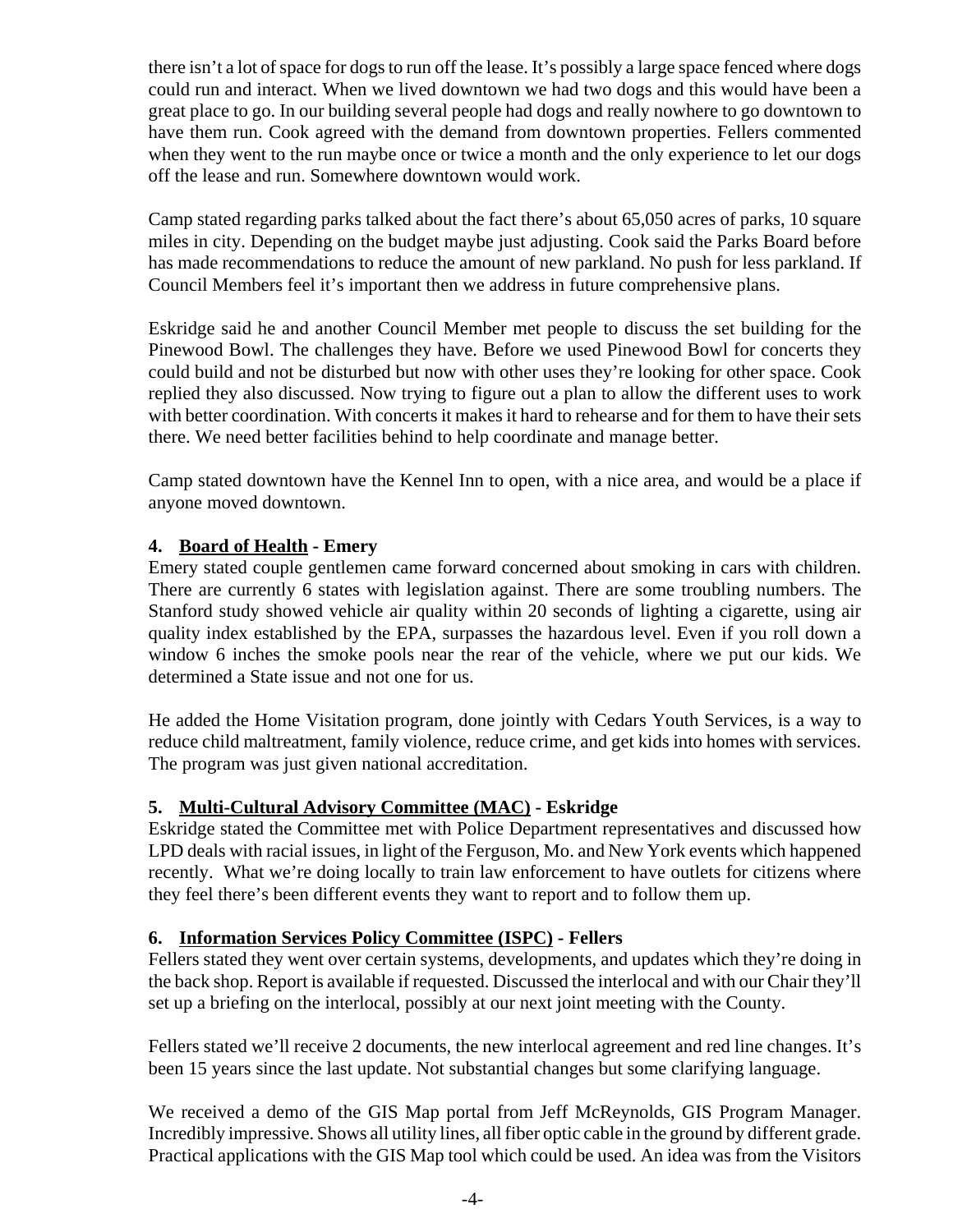there isn't a lot of space for dogs to run off the lease. It's possibly a large space fenced where dogs could run and interact. When we lived downtown we had two dogs and this would have been a great place to go. In our building several people had dogs and really nowhere to go downtown to have them run. Cook agreed with the demand from downtown properties. Fellers commented when they went to the run maybe once or twice a month and the only experience to let our dogs off the lease and run. Somewhere downtown would work.

Camp stated regarding parks talked about the fact there's about 65,050 acres of parks, 10 square miles in city. Depending on the budget maybe just adjusting. Cook said the Parks Board before has made recommendations to reduce the amount of new parkland. No push for less parkland. If Council Members feel it's important then we address in future comprehensive plans.

Eskridge said he and another Council Member met people to discuss the set building for the Pinewood Bowl. The challenges they have. Before we used Pinewood Bowl for concerts they could build and not be disturbed but now with other uses they're looking for other space. Cook replied they also discussed. Now trying to figure out a plan to allow the different uses to work with better coordination. With concerts it makes it hard to rehearse and for them to have their sets there. We need better facilities behind to help coordinate and manage better.

Camp stated downtown have the Kennel Inn to open, with a nice area, and would be a place if anyone moved downtown.

**4. Board of Health - Emery**

Emery stated couple gentlemen came forward concerned about smoking in cars with children. There are currently 6 states with legislation against. There are some troubling numbers. The Stanford study showed vehicle air quality within 20 seconds of lighting a cigarette, using air quality index established by the EPA, surpasses the hazardous level. Even if you roll down a window 6 inches the smoke pools near the rear of the vehicle, where we put our kids. We determined a State issue and not one for us.

He added the Home Visitation program, done jointly with Cedars Youth Services, is a way to reduce child maltreatment, family violence, reduce crime, and get kids into homes with services. The program was just given national accreditation.

**5. Multi-Cultural Advisory Committee (MAC) - Eskridge**

Eskridge stated the Committee met with Police Department representatives and discussed how LPD deals with racial issues, in light of the Ferguson, Mo. and New York events which happened recently. What we're doing locally to train law enforcement to have outlets for citizens where they feel there's been different events they want to report and to follow them up.

**6. Information Services Policy Committee (ISPC) - Fellers**

Fellers stated they went over certain systems, developments, and updates which they're doing in the back shop. Report is available if requested. Discussed the interlocal and with our Chair they'll set up a briefing on the interlocal, possibly at our next joint meeting with the County.

Fellers stated we'll receive 2 documents, the new interlocal agreement and red line changes. It's been 15 years since the last update. Not substantial changes but some clarifying language.

We received a demo of the GIS Map portal from Jeff McReynolds, GIS Program Manager. Incredibly impressive. Shows all utility lines, all fiber optic cable in the ground by different grade. Practical applications with the GIS Map tool which could be used. An idea was from the Visitors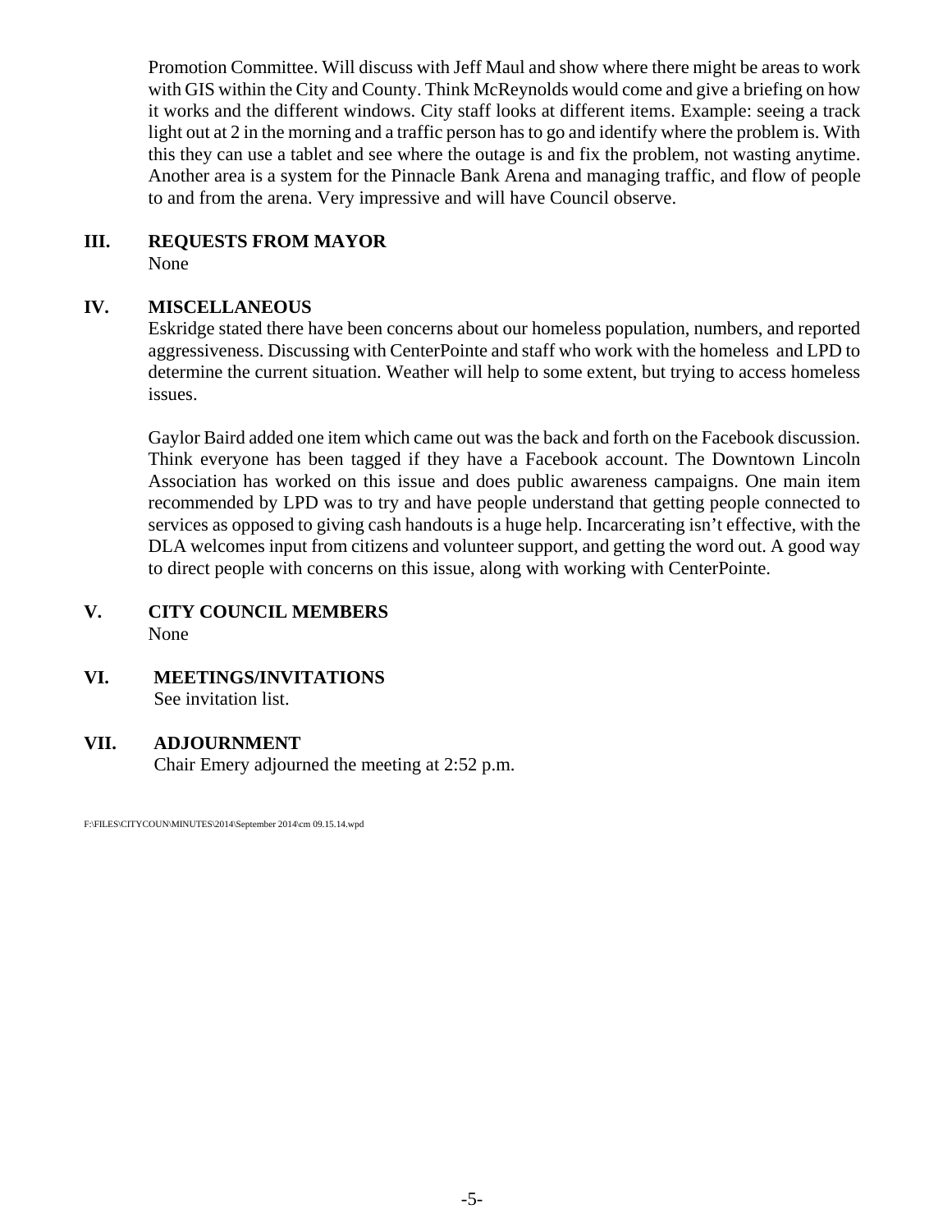Promotion Committee. Will discuss with Jeff Maul and show where there might be areas to work with GIS within the City and County. Think McReynolds would come and give a briefing on how it works and the different windows. City staff looks at different items. Example: seeing a track light out at 2 in the morning and a traffic person has to go and identify where the problem is. With this they can use a tablet and see where the outage is and fix the problem, not wasting anytime. Another area is a system for the Pinnacle Bank Arena and managing traffic, and flow of people to and from the arena. Very impressive and will have Council observe.

## III. REQUESTS FROM MAYOR

None

## IV. MISCELLANEOUS

Eskridge stated there have been concerns about our homeless population, numbers, and reported aggressiveness. Discussing with CenterPointe and staff who work with the homeless and LPD to determine the current situation. Weather will help to some extent, but trying to access homeless issues.

Gaylor Baird added one item which came out was the back and forth on the Facebook discussion. Think everyone has been tagged if they have a Facebook account. The Downtown Lincoln Association has worked on this issue and does public awareness campaigns. One main item recommended by LPD was to try and have people understand that getting people connected to services as opposed to giving cash handouts is a huge help. Incarcerating isn't effective, with the DLA welcomes input from citizens and volunteer support, and getting the word out. A good way to direct people with concerns on this issue, along with working with CenterPointe.

## V. CITY COUNCIL MEMBERS

None

## VI. MEETINGS/INVITATIONS

See invitation list.

## VII. ADJOURNMENT

Chair Emery adjourned the meeting at 2:52 p.m.

F:\FILES\CITYCOUN\MINUTES\2014\September 2014\cm 09.15.14.wpd